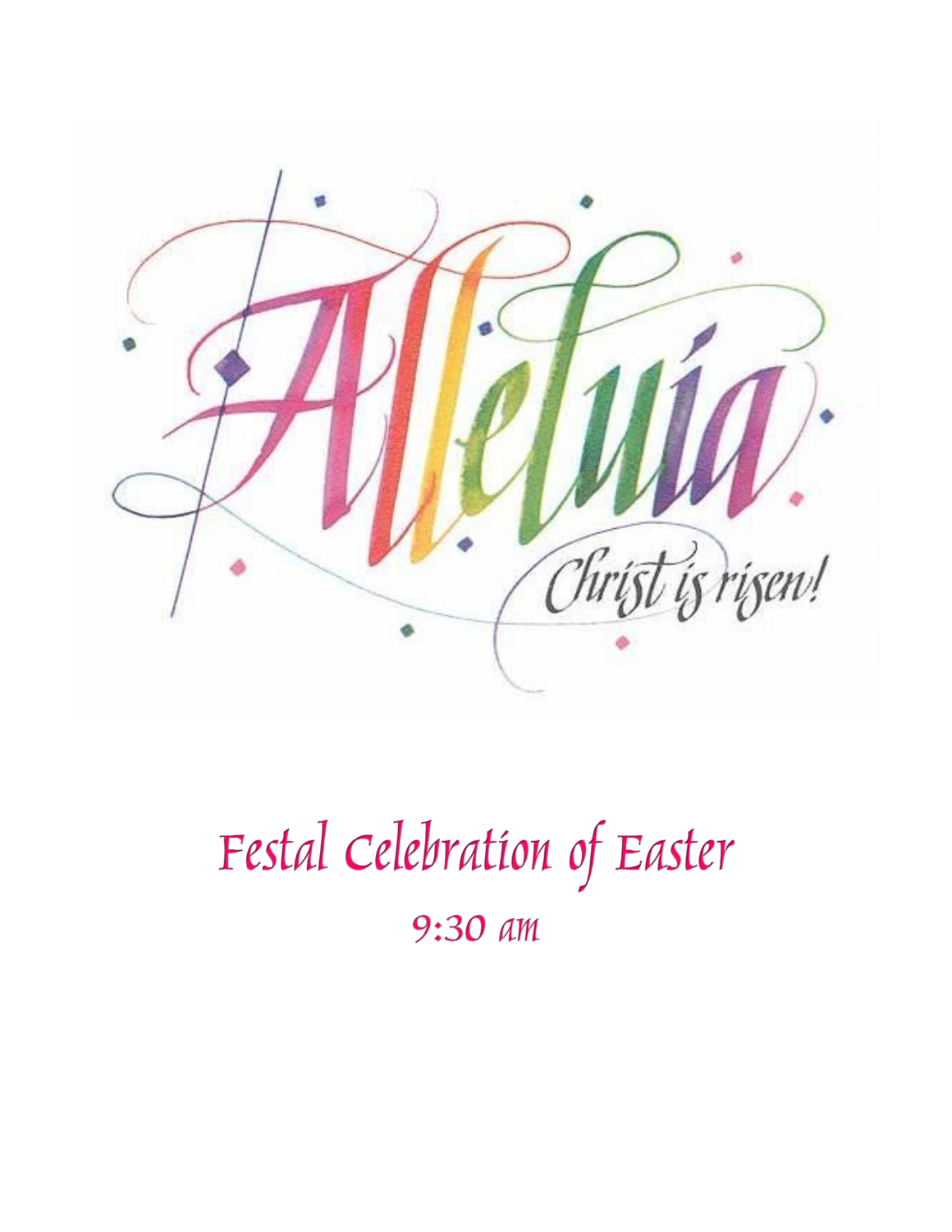Alleluia

Christ is risen!

# Festal Celebration of Easter

## 9:30 am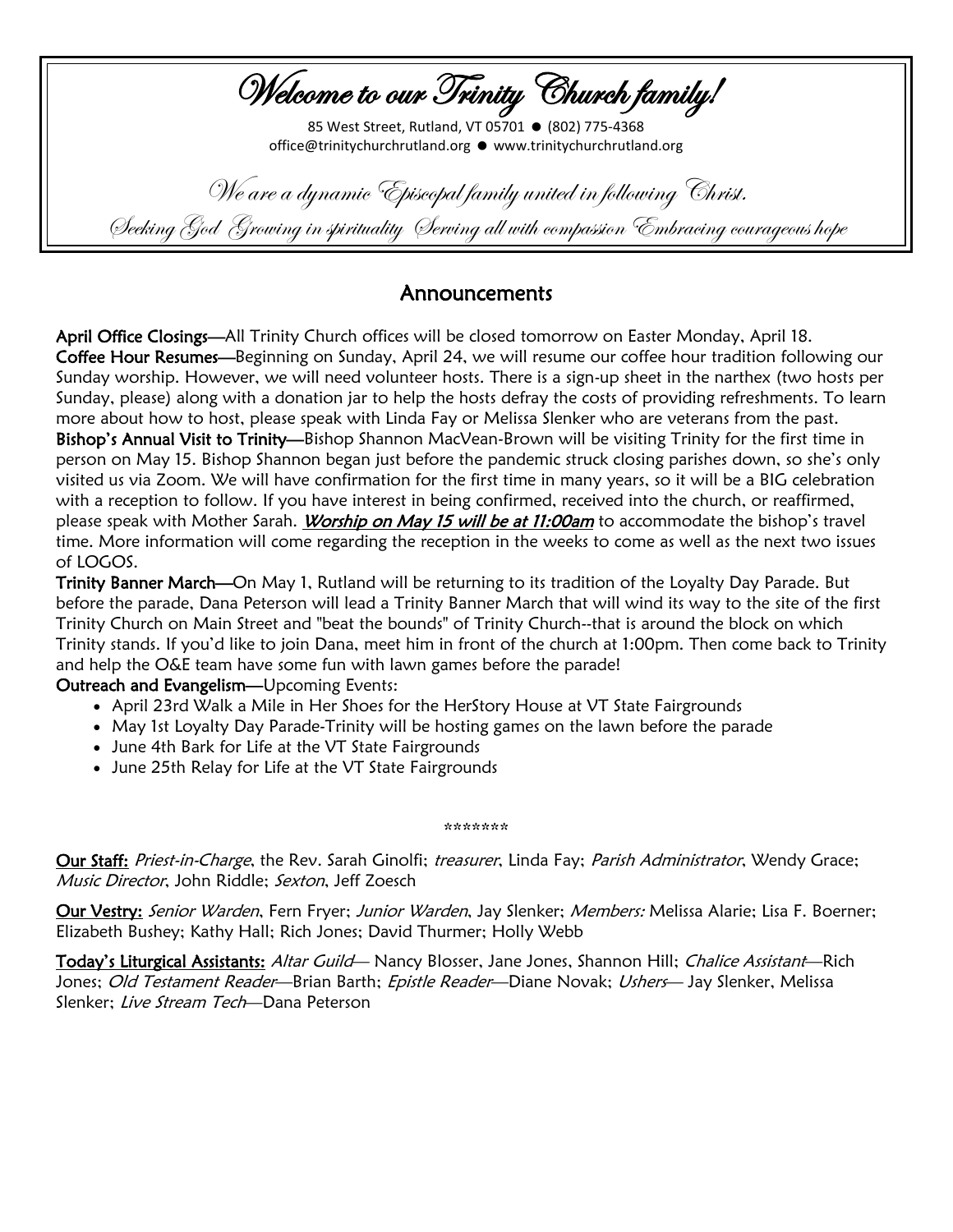# *Welcome to our Trinity Church family!*

85 West Street, Rutland, VT 05701 ● (802) 775-4368
office@trinitychurchrutland.org ● www.trinitychurchrutland.org

*We are a dynamic Episcopal family united in following Christ.*

*Seeking God Growing in spirituality Serving all with compassion Embracing courageous hope*

## Announcements

**April Office Closings—**All Trinity Church offices will be closed tomorrow on Easter Monday, April 18.

**Coffee Hour Resumes—**Beginning on Sunday, April 24, we will resume our coffee hour tradition following our Sunday worship. However, we will need volunteer hosts. There is a sign-up sheet in the narthex (two hosts per Sunday, please) along with a donation jar to help the hosts defray the costs of providing refreshments. To learn more about how to host, please speak with Linda Fay or Melissa Slenker who are veterans from the past.

**Bishop's Annual Visit to Trinity—**Bishop Shannon MacVean-Brown will be visiting Trinity for the first time in person on May 15. Bishop Shannon began just before the pandemic struck closing parishes down, so she's only visited us via Zoom. We will have confirmation for the first time in many years, so it will be a BIG celebration with a reception to follow. If you have interest in being confirmed, received into the church, or reaffirmed, please speak with Mother Sarah. ***Worship on May 15 will be at 11:00am*** to accommodate the bishop's travel time. More information will come regarding the reception in the weeks to come as well as the next two issues of LOGOS.

**Trinity Banner March—**On May 1, Rutland will be returning to its tradition of the Loyalty Day Parade. But before the parade, Dana Peterson will lead a Trinity Banner March that will wind its way to the site of the first Trinity Church on Main Street and "beat the bounds" of Trinity Church--that is around the block on which Trinity stands. If you'd like to join Dana, meet him in front of the church at 1:00pm. Then come back to Trinity and help the O&E team have some fun with lawn games before the parade!

**Outreach and Evangelism—**Upcoming Events:

- April 23rd Walk a Mile in Her Shoes for the HerStory House at VT State Fairgrounds
- May 1st Loyalty Day Parade-Trinity will be hosting games on the lawn before the parade
- June 4th Bark for Life at the VT State Fairgrounds
- June 25th Relay for Life at the VT State Fairgrounds

*******

**Our Staff:** *Priest-in-Charge*, the Rev. Sarah Ginolfi; *treasurer*, Linda Fay; *Parish Administrator*, Wendy Grace; *Music Director*, John Riddle; *Sexton*, Jeff Zoesch

**Our Vestry:** *Senior Warden*, Fern Fryer; *Junior Warden*, Jay Slenker; *Members:* Melissa Alarie; Lisa F. Boerner; Elizabeth Bushey; Kathy Hall; Rich Jones; David Thurmer; Holly Webb

**Today's Liturgical Assistants:** *Altar Guild*— Nancy Blosser, Jane Jones, Shannon Hill; *Chalice Assistant*—Rich Jones; *Old Testament Reader*—Brian Barth; *Epistle Reader*—Diane Novak; *Ushers*— Jay Slenker, Melissa Slenker; *Live Stream Tech*—Dana Peterson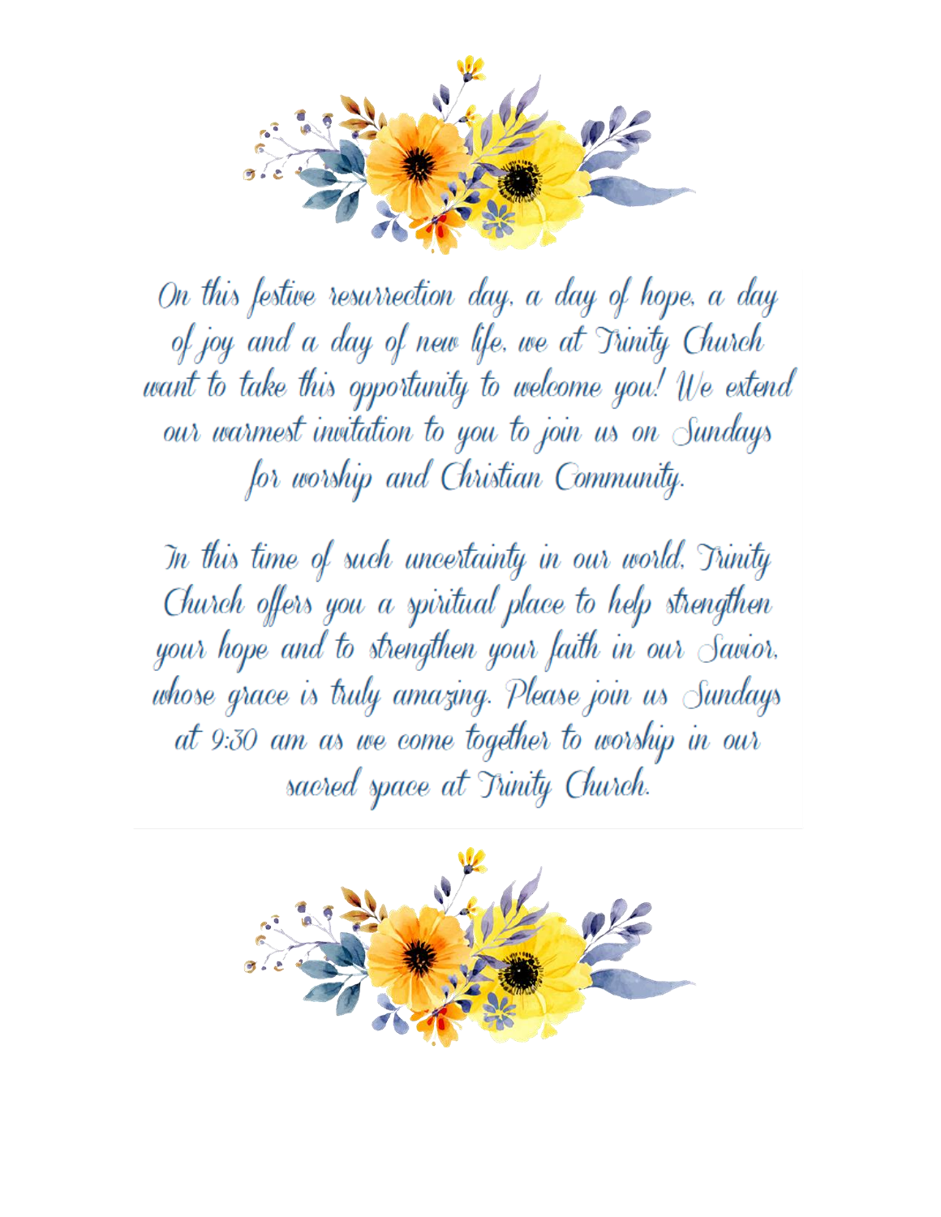On this festive resurrection day, a day of hope, a day of joy and a day of new life, we at Trinity Church want to take this opportunity to welcome you! We extend our warmest invitation to you to join us on Sundays for worship and Christian Community.

In this time of such uncertainty in our world, Trinity Church offers you a spiritual place to help strengthen your hope and to strengthen your faith in our Savior, whose grace is truly amazing. Please join us Sundays at 9:30 am as we come together to worship in our sacred space at Trinity Church.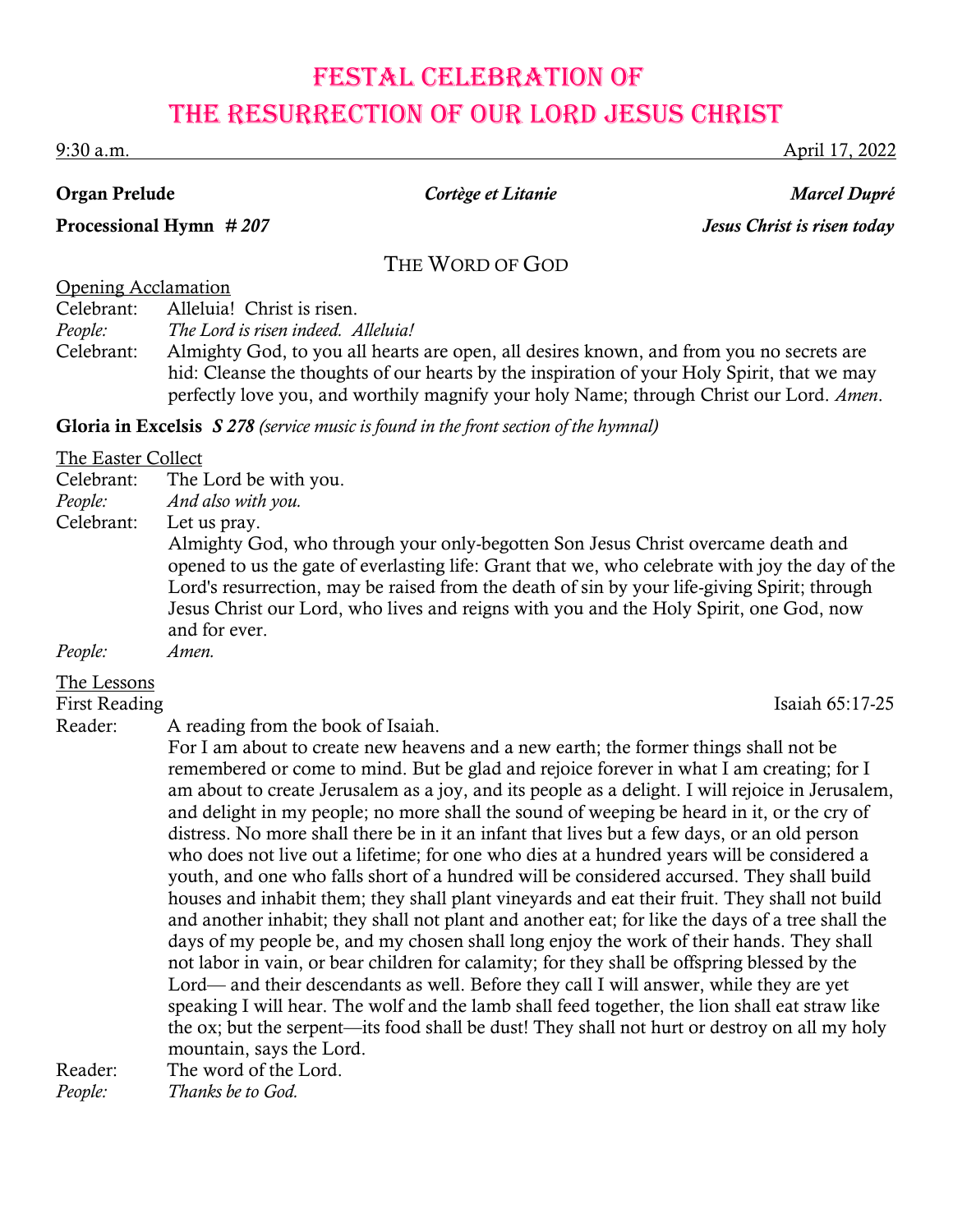# Festal Celebration of The Resurrection of Our Lord Jesus Christ

9:30 a.m. April 17, 2022

**Organ Prelude** *Cortège et Litanie* *Marcel Dupré*

**Processional Hymn** *# 207* *Jesus Christ is risen today*

## The Word of God

Opening Acclamation

Celebrant: Alleluia! Christ is risen.

*People: The Lord is risen indeed. Alleluia!*

Celebrant: Almighty God, to you all hearts are open, all desires known, and from you no secrets are hid: Cleanse the thoughts of our hearts by the inspiration of your Holy Spirit, that we may perfectly love you, and worthily magnify your holy Name; through Christ our Lord. *Amen*.

**Gloria in Excelsis** ***S 278*** *(service music is found in the front section of the hymnal)*

The Easter Collect

Celebrant: The Lord be with you.

*People: And also with you.*

Celebrant: Let us pray.

Almighty God, who through your only-begotten Son Jesus Christ overcame death and opened to us the gate of everlasting life: Grant that we, who celebrate with joy the day of the Lord's resurrection, may be raised from the death of sin by your life-giving Spirit; through Jesus Christ our Lord, who lives and reigns with you and the Holy Spirit, one God, now and for ever.

*People: Amen.*

The Lessons

First Reading Isaiah 65:17-25

Reader: A reading from the book of Isaiah.

For I am about to create new heavens and a new earth; the former things shall not be remembered or come to mind. But be glad and rejoice forever in what I am creating; for I am about to create Jerusalem as a joy, and its people as a delight. I will rejoice in Jerusalem, and delight in my people; no more shall the sound of weeping be heard in it, or the cry of distress. No more shall there be in it an infant that lives but a few days, or an old person who does not live out a lifetime; for one who dies at a hundred years will be considered a youth, and one who falls short of a hundred will be considered accursed. They shall build houses and inhabit them; they shall plant vineyards and eat their fruit. They shall not build and another inhabit; they shall not plant and another eat; for like the days of a tree shall the days of my people be, and my chosen shall long enjoy the work of their hands. They shall not labor in vain, or bear children for calamity; for they shall be offspring blessed by the Lord— and their descendants as well. Before they call I will answer, while they are yet speaking I will hear. The wolf and the lamb shall feed together, the lion shall eat straw like the ox; but the serpent—its food shall be dust! They shall not hurt or destroy on all my holy mountain, says the Lord.

Reader: The word of the Lord.

*People: Thanks be to God.*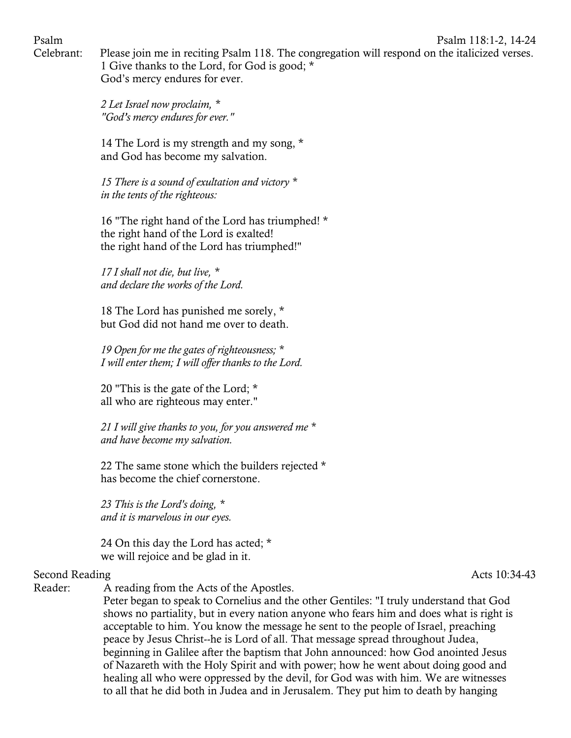**Psalm** — Psalm 118:1-2, 14-24

Celebrant: Please join me in reciting Psalm 118. The congregation will respond on the italicized verses.

1 Give thanks to the Lord, for God is good; *
God's mercy endures for ever.

*2 Let Israel now proclaim, **
*"God's mercy endures for ever."*

14 The Lord is my strength and my song, *
and God has become my salvation.

*15 There is a sound of exultation and victory **
*in the tents of the righteous:*

16 "The right hand of the Lord has triumphed! *
the right hand of the Lord is exalted!
the right hand of the Lord has triumphed!"

*17 I shall not die, but live, **
*and declare the works of the Lord.*

18 The Lord has punished me sorely, *
but God did not hand me over to death.

*19 Open for me the gates of righteousness; **
*I will enter them; I will offer thanks to the Lord.*

20 "This is the gate of the Lord; *
all who are righteous may enter."

*21 I will give thanks to you, for you answered me **
*and have become my salvation.*

22 The same stone which the builders rejected *
has become the chief cornerstone.

*23 This is the Lord's doing, **
*and it is marvelous in our eyes.*

24 On this day the Lord has acted; *
we will rejoice and be glad in it.

**Second Reading** — Acts 10:34-43

Reader: A reading from the Acts of the Apostles.

Peter began to speak to Cornelius and the other Gentiles: "I truly understand that God shows no partiality, but in every nation anyone who fears him and does what is right is acceptable to him. You know the message he sent to the people of Israel, preaching peace by Jesus Christ--he is Lord of all. That message spread throughout Judea, beginning in Galilee after the baptism that John announced: how God anointed Jesus of Nazareth with the Holy Spirit and with power; how he went about doing good and healing all who were oppressed by the devil, for God was with him. We are witnesses to all that he did both in Judea and in Jerusalem. They put him to death by hanging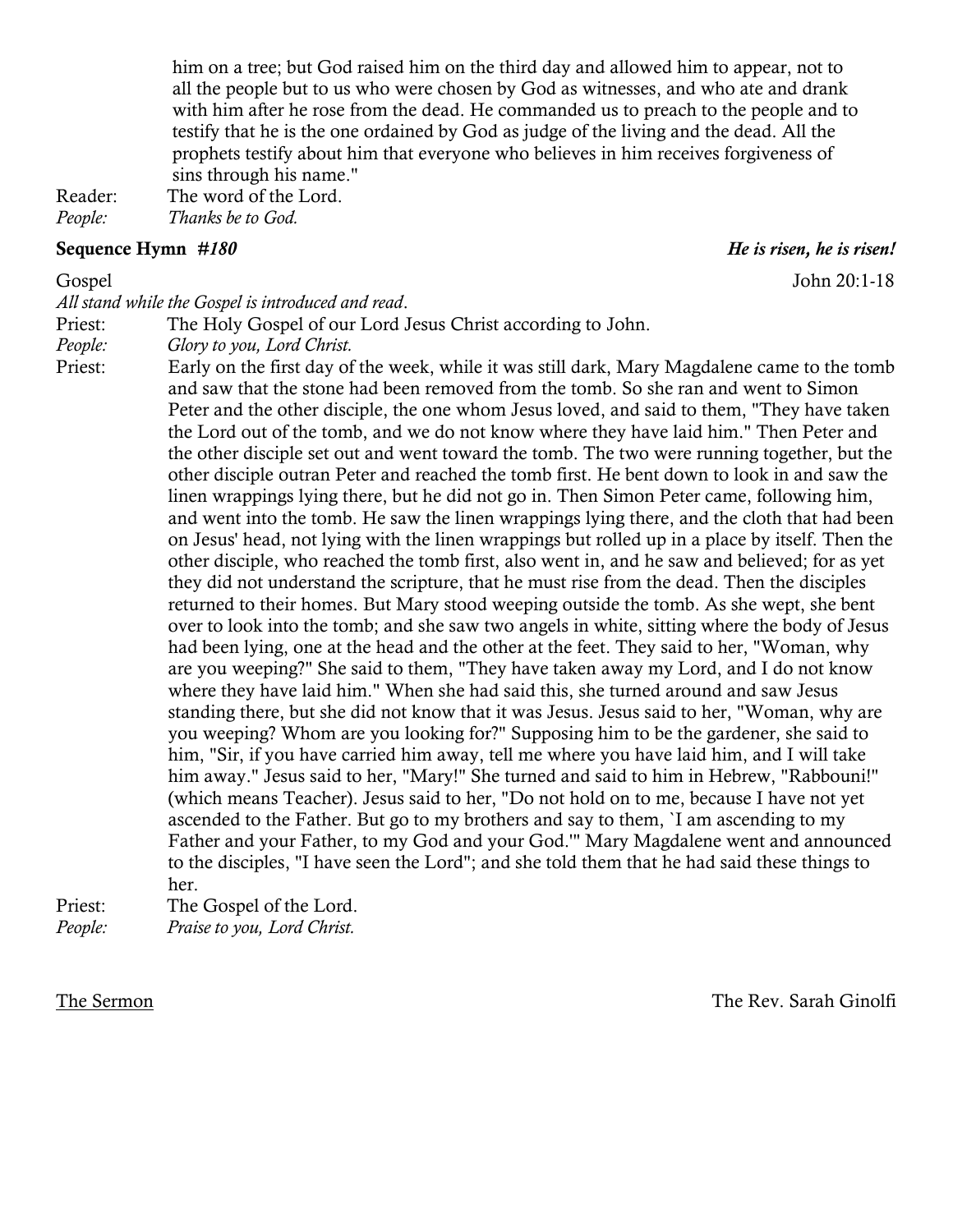him on a tree; but God raised him on the third day and allowed him to appear, not to all the people but to us who were chosen by God as witnesses, and who ate and drank with him after he rose from the dead. He commanded us to preach to the people and to testify that he is the one ordained by God as judge of the living and the dead. All the prophets testify about him that everyone who believes in him receives forgiveness of sins through his name."

Reader: The word of the Lord.
*People: Thanks be to God.*

**Sequence Hymn** ***#180*** ***He is risen, he is risen!***

Gospel John 20:1-18

*All stand while the Gospel is introduced and read.*

Priest: The Holy Gospel of our Lord Jesus Christ according to John.
*People: Glory to you, Lord Christ.*

Priest: Early on the first day of the week, while it was still dark, Mary Magdalene came to the tomb and saw that the stone had been removed from the tomb. So she ran and went to Simon Peter and the other disciple, the one whom Jesus loved, and said to them, "They have taken the Lord out of the tomb, and we do not know where they have laid him." Then Peter and the other disciple set out and went toward the tomb. The two were running together, but the other disciple outran Peter and reached the tomb first. He bent down to look in and saw the linen wrappings lying there, but he did not go in. Then Simon Peter came, following him, and went into the tomb. He saw the linen wrappings lying there, and the cloth that had been on Jesus' head, not lying with the linen wrappings but rolled up in a place by itself. Then the other disciple, who reached the tomb first, also went in, and he saw and believed; for as yet they did not understand the scripture, that he must rise from the dead. Then the disciples returned to their homes. But Mary stood weeping outside the tomb. As she wept, she bent over to look into the tomb; and she saw two angels in white, sitting where the body of Jesus had been lying, one at the head and the other at the feet. They said to her, "Woman, why are you weeping?" She said to them, "They have taken away my Lord, and I do not know where they have laid him." When she had said this, she turned around and saw Jesus standing there, but she did not know that it was Jesus. Jesus said to her, "Woman, why are you weeping? Whom are you looking for?" Supposing him to be the gardener, she said to him, "Sir, if you have carried him away, tell me where you have laid him, and I will take him away." Jesus said to her, "Mary!" She turned and said to him in Hebrew, "Rabbouni!" (which means Teacher). Jesus said to her, "Do not hold on to me, because I have not yet ascended to the Father. But go to my brothers and say to them, `I am ascending to my Father and your Father, to my God and your God.'" Mary Magdalene went and announced to the disciples, "I have seen the Lord"; and she told them that he had said these things to her.

Priest: The Gospel of the Lord.
*People: Praise to you, Lord Christ.*

<u>The Sermon</u> The Rev. Sarah Ginolfi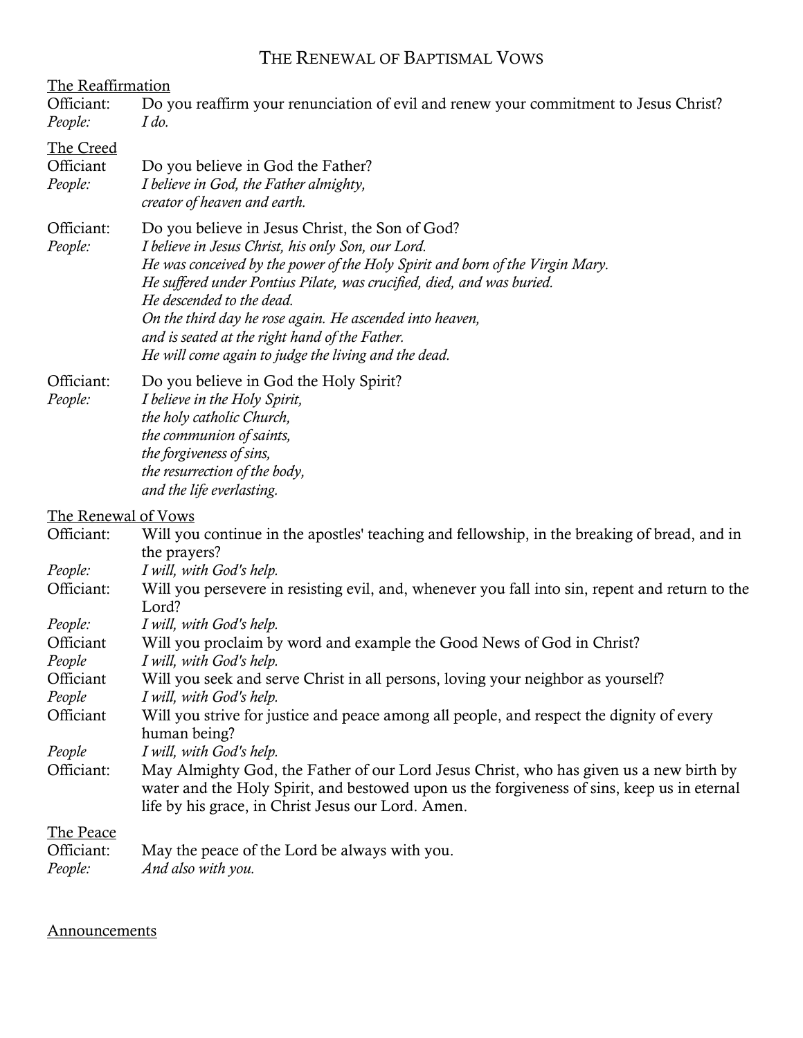# The Renewal of Baptismal Vows

The Reaffirmation

Officiant: Do you reaffirm your renunciation of evil and renew your commitment to Jesus Christ?
*People: I do.*

The Creed

Officiant Do you believe in God the Father?
*People: I believe in God, the Father almighty,*
*creator of heaven and earth.*

Officiant: Do you believe in Jesus Christ, the Son of God?
*People: I believe in Jesus Christ, his only Son, our Lord.*
*He was conceived by the power of the Holy Spirit and born of the Virgin Mary.*
*He suffered under Pontius Pilate, was crucified, died, and was buried.*
*He descended to the dead.*
*On the third day he rose again. He ascended into heaven,*
*and is seated at the right hand of the Father.*
*He will come again to judge the living and the dead.*

Officiant: Do you believe in God the Holy Spirit?
*People: I believe in the Holy Spirit,*
*the holy catholic Church,*
*the communion of saints,*
*the forgiveness of sins,*
*the resurrection of the body,*
*and the life everlasting.*

The Renewal of Vows

Officiant: Will you continue in the apostles' teaching and fellowship, in the breaking of bread, and in the prayers?
*People: I will, with God's help.*
Officiant: Will you persevere in resisting evil, and, whenever you fall into sin, repent and return to the Lord?
*People: I will, with God's help.*
Officiant Will you proclaim by word and example the Good News of God in Christ?
*People I will, with God's help.*
Officiant Will you seek and serve Christ in all persons, loving your neighbor as yourself?
*People I will, with God's help.*
Officiant Will you strive for justice and peace among all people, and respect the dignity of every human being?
*People I will, with God's help.*
Officiant: May Almighty God, the Father of our Lord Jesus Christ, who has given us a new birth by water and the Holy Spirit, and bestowed upon us the forgiveness of sins, keep us in eternal life by his grace, in Christ Jesus our Lord. Amen.

The Peace

Officiant: May the peace of the Lord be always with you.
*People: And also with you.*

Announcements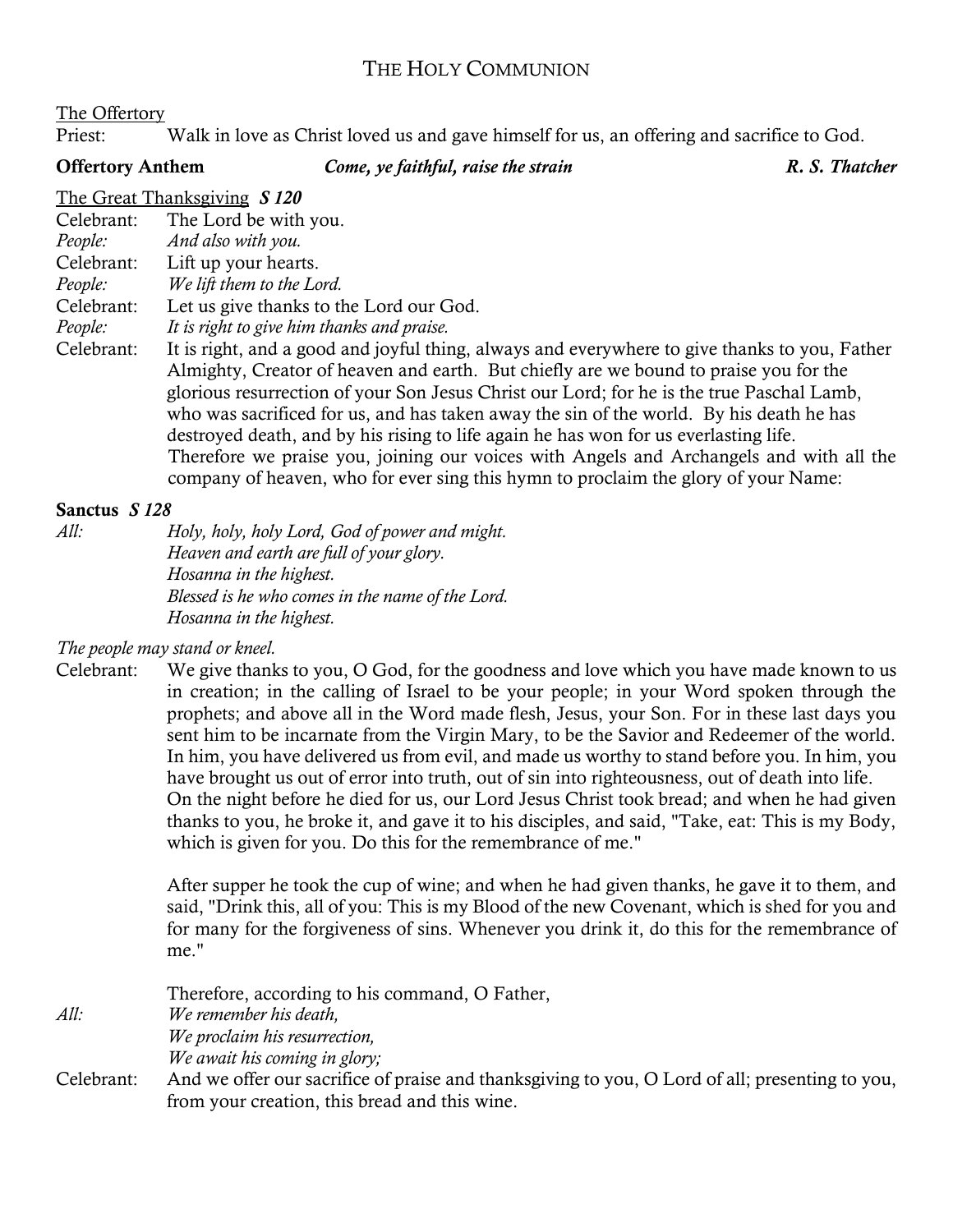# The Holy Communion

The Offertory

Priest: Walk in love as Christ loved us and gave himself for us, an offering and sacrifice to God.

**Offertory Anthem** ***Come, ye faithful, raise the strain*** ***R. S. Thatcher***

The Great Thanksgiving ***S 120***

Celebrant: The Lord be with you.

*People: And also with you.*

Celebrant: Lift up your hearts.

*People: We lift them to the Lord.*

Celebrant: Let us give thanks to the Lord our God.

*People: It is right to give him thanks and praise.*

Celebrant: It is right, and a good and joyful thing, always and everywhere to give thanks to you, Father Almighty, Creator of heaven and earth. But chiefly are we bound to praise you for the glorious resurrection of your Son Jesus Christ our Lord; for he is the true Paschal Lamb, who was sacrificed for us, and has taken away the sin of the world. By his death he has destroyed death, and by his rising to life again he has won for us everlasting life.
Therefore we praise you, joining our voices with Angels and Archangels and with all the company of heaven, who for ever sing this hymn to proclaim the glory of your Name:

**Sanctus** ***S 128***

*All: Holy, holy, holy Lord, God of power and might.*
*Heaven and earth are full of your glory.*
*Hosanna in the highest.*
*Blessed is he who comes in the name of the Lord.*
*Hosanna in the highest.*

*The people may stand or kneel.*

Celebrant: We give thanks to you, O God, for the goodness and love which you have made known to us in creation; in the calling of Israel to be your people; in your Word spoken through the prophets; and above all in the Word made flesh, Jesus, your Son. For in these last days you sent him to be incarnate from the Virgin Mary, to be the Savior and Redeemer of the world. In him, you have delivered us from evil, and made us worthy to stand before you. In him, you have brought us out of error into truth, out of sin into righteousness, out of death into life.
On the night before he died for us, our Lord Jesus Christ took bread; and when he had given thanks to you, he broke it, and gave it to his disciples, and said, "Take, eat: This is my Body, which is given for you. Do this for the remembrance of me."

After supper he took the cup of wine; and when he had given thanks, he gave it to them, and said, "Drink this, all of you: This is my Blood of the new Covenant, which is shed for you and for many for the forgiveness of sins. Whenever you drink it, do this for the remembrance of me."

Therefore, according to his command, O Father,

*All: We remember his death,*
*We proclaim his resurrection,*
*We await his coming in glory;*

Celebrant: And we offer our sacrifice of praise and thanksgiving to you, O Lord of all; presenting to you, from your creation, this bread and this wine.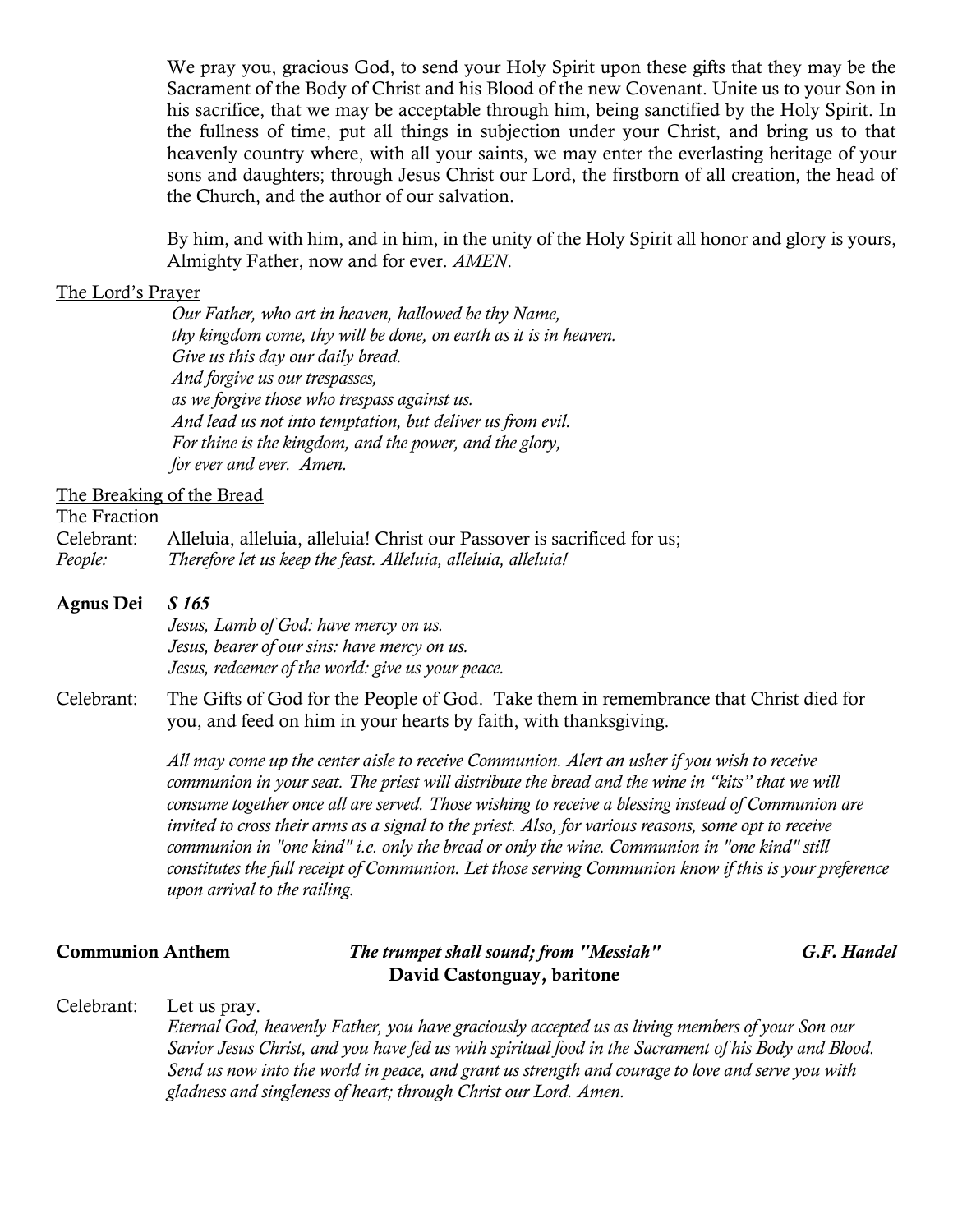We pray you, gracious God, to send your Holy Spirit upon these gifts that they may be the Sacrament of the Body of Christ and his Blood of the new Covenant. Unite us to your Son in his sacrifice, that we may be acceptable through him, being sanctified by the Holy Spirit. In the fullness of time, put all things in subjection under your Christ, and bring us to that heavenly country where, with all your saints, we may enter the everlasting heritage of your sons and daughters; through Jesus Christ our Lord, the firstborn of all creation, the head of the Church, and the author of our salvation.

By him, and with him, and in him, in the unity of the Holy Spirit all honor and glory is yours, Almighty Father, now and for ever. *AMEN*.

<u>The Lord's Prayer</u>

*Our Father, who art in heaven, hallowed be thy Name,*
*thy kingdom come, thy will be done, on earth as it is in heaven.*
*Give us this day our daily bread.*
*And forgive us our trespasses,*
*as we forgive those who trespass against us.*
*And lead us not into temptation, but deliver us from evil.*
*For thine is the kingdom, and the power, and the glory,*
*for ever and ever. Amen.*

<u>The Breaking of the Bread</u>

The Fraction

Celebrant: Alleluia, alleluia, alleluia! Christ our Passover is sacrificed for us;
*People: Therefore let us keep the feast. Alleluia, alleluia, alleluia!*

**Agnus Dei** ***S 165***

*Jesus, Lamb of God: have mercy on us.*
*Jesus, bearer of our sins: have mercy on us.*
*Jesus, redeemer of the world: give us your peace.*

Celebrant: The Gifts of God for the People of God. Take them in remembrance that Christ died for you, and feed on him in your hearts by faith, with thanksgiving.

*All may come up the center aisle to receive Communion. Alert an usher if you wish to receive communion in your seat. The priest will distribute the bread and the wine in "kits" that we will consume together once all are served. Those wishing to receive a blessing instead of Communion are invited to cross their arms as a signal to the priest. Also, for various reasons, some opt to receive communion in "one kind" i.e. only the bread or only the wine. Communion in "one kind" still constitutes the full receipt of Communion. Let those serving Communion know if this is your preference upon arrival to the railing.*

**Communion Anthem** ***The trumpet shall sound; from "Messiah"*** ***G.F. Handel***
**David Castonguay, baritone**

Celebrant: Let us pray.
*Eternal God, heavenly Father, you have graciously accepted us as living members of your Son our Savior Jesus Christ, and you have fed us with spiritual food in the Sacrament of his Body and Blood. Send us now into the world in peace, and grant us strength and courage to love and serve you with gladness and singleness of heart; through Christ our Lord. Amen.*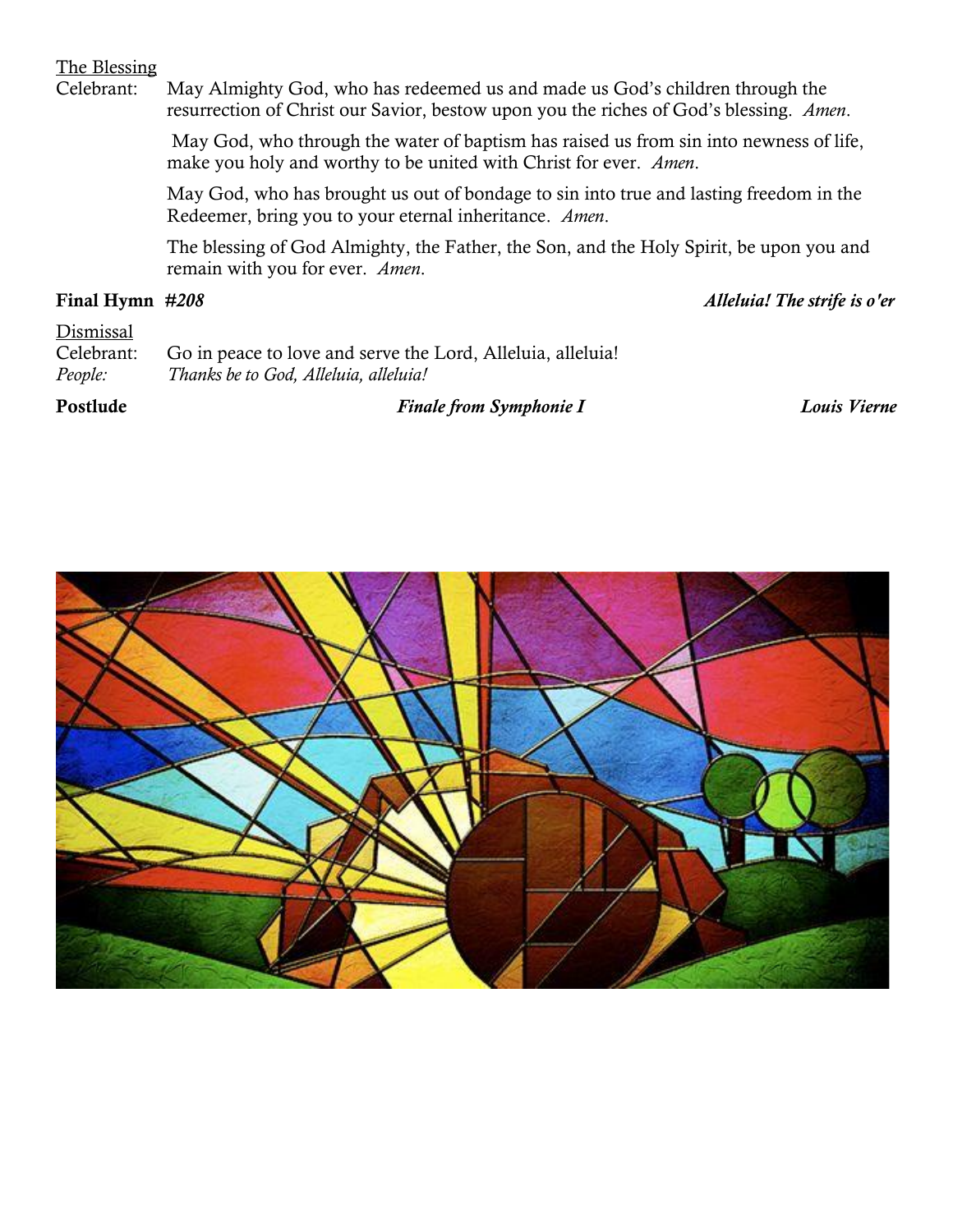The Blessing

Celebrant: May Almighty God, who has redeemed us and made us God's children through the resurrection of Christ our Savior, bestow upon you the riches of God's blessing. *Amen.*

May God, who through the water of baptism has raised us from sin into newness of life, make you holy and worthy to be united with Christ for ever. *Amen.*

May God, who has brought us out of bondage to sin into true and lasting freedom in the Redeemer, bring you to your eternal inheritance. *Amen.*

The blessing of God Almighty, the Father, the Son, and the Holy Spirit, be upon you and remain with you for ever. *Amen.*

**Final Hymn** ***#208*** ***Alleluia! The strife is o'er***

Dismissal

Celebrant: Go in peace to love and serve the Lord, Alleluia, alleluia!

*People: Thanks be to God, Alleluia, alleluia!*

**Postlude** ***Finale from Symphonie I*** ***Louis Vierne***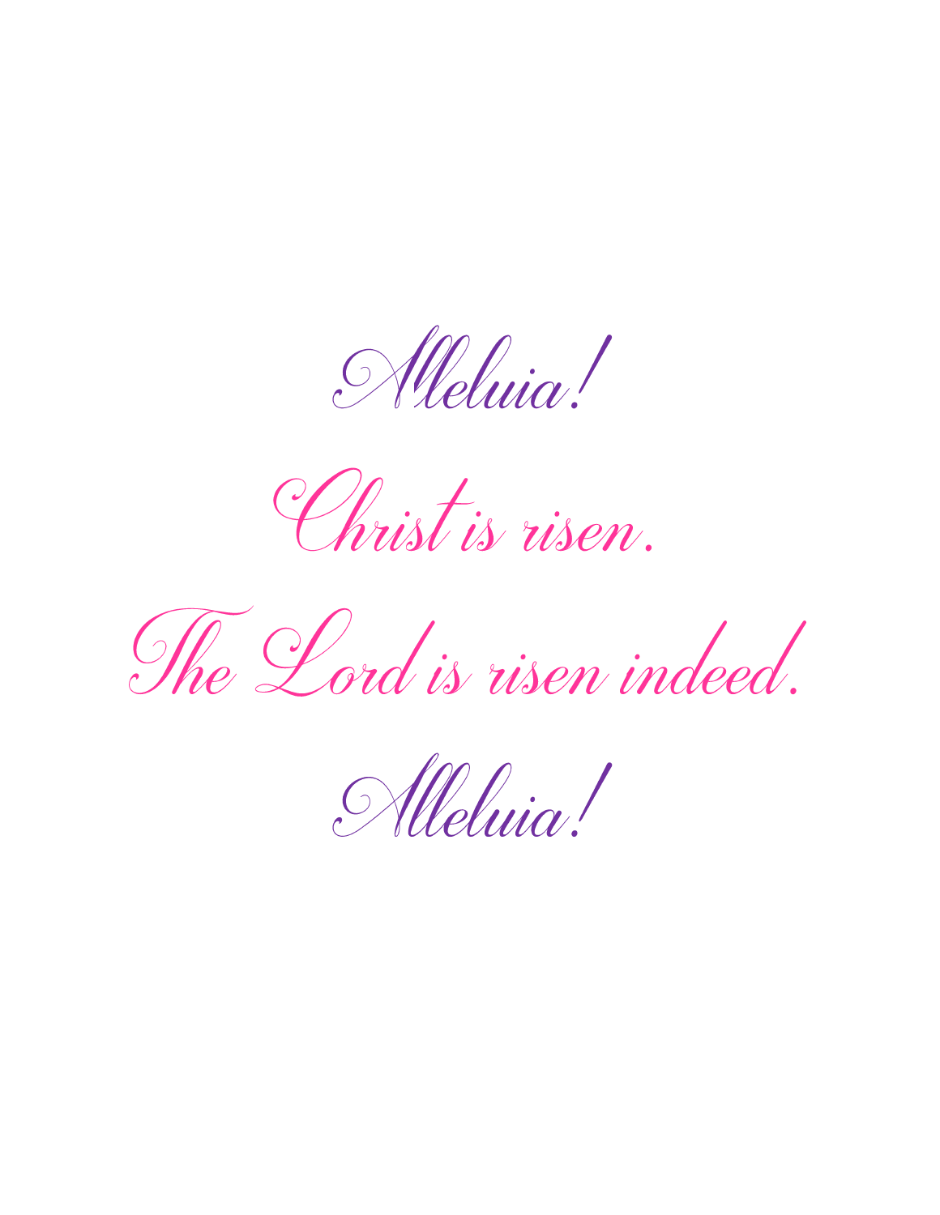Alleluia!

Christ is risen.

The Lord is risen indeed.

Alleluia!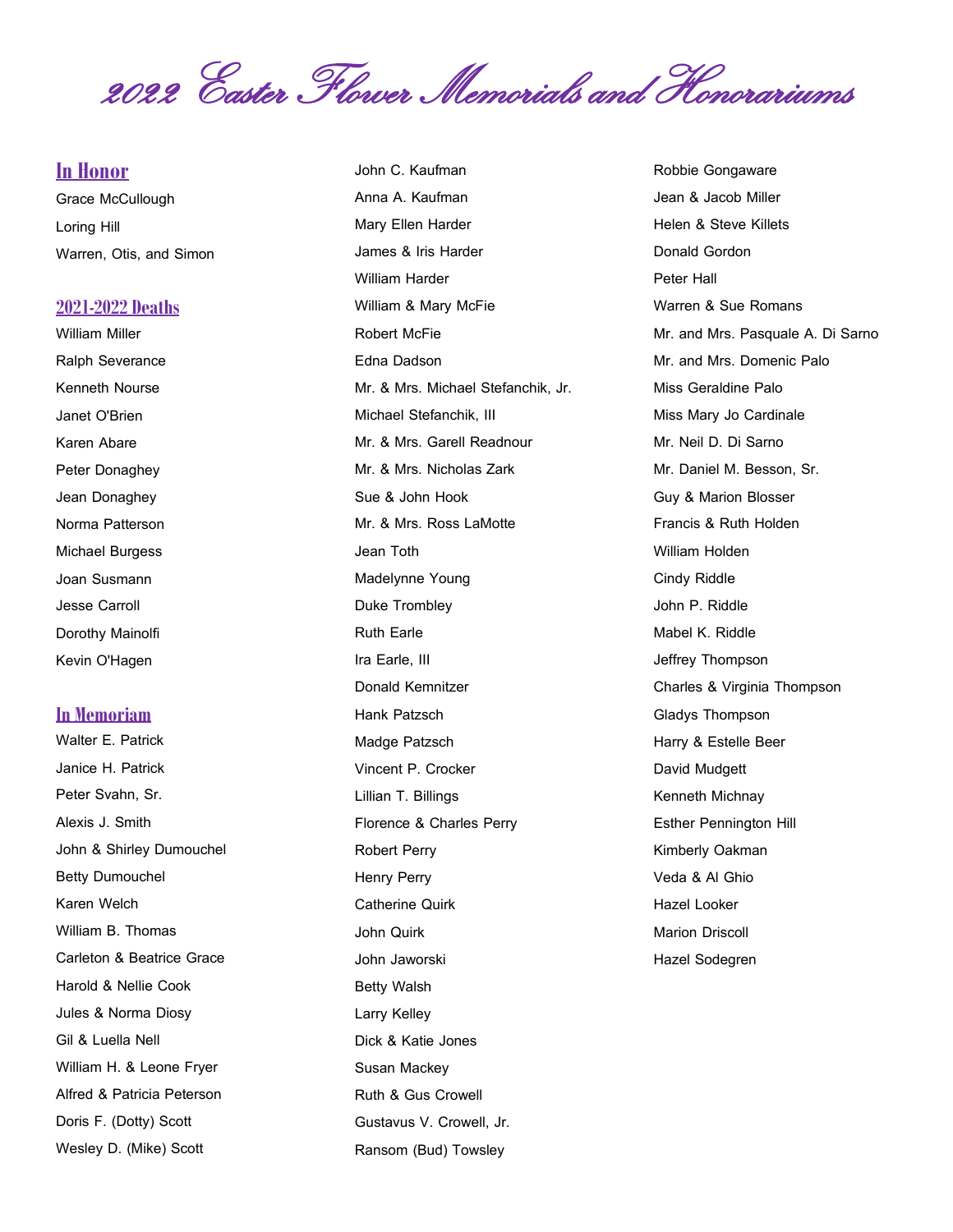# 2022 Easter Flower Memorials and Honorariums

## In Honor

Grace McCullough

Loring Hill

Warren, Otis, and Simon

## 2021-2022 Deaths

William Miller

Ralph Severance

Kenneth Nourse

Janet O'Brien

Karen Abare

Peter Donaghey

Jean Donaghey

Norma Patterson

Michael Burgess

Joan Susmann

Jesse Carroll

Dorothy Mainolfi

Kevin O'Hagen

## In Memoriam

Walter E. Patrick

Janice H. Patrick

Peter Svahn, Sr.

Alexis J. Smith

John & Shirley Dumouchel

Betty Dumouchel

Karen Welch

William B. Thomas

Carleton & Beatrice Grace

Harold & Nellie Cook

Jules & Norma Diosy

Gil & Luella Nell

William H. & Leone Fryer

Alfred & Patricia Peterson

Doris F. (Dotty) Scott

Wesley D. (Mike) Scott

John C. Kaufman

Anna A. Kaufman

Mary Ellen Harder

James & Iris Harder

William Harder

William & Mary McFie

Robert McFie

Edna Dadson

Mr. & Mrs. Michael Stefanchik, Jr.

Michael Stefanchik, III

Mr. & Mrs. Garell Readnour

Mr. & Mrs. Nicholas Zark

Sue & John Hook

Mr. & Mrs. Ross LaMotte

Jean Toth

Madelynne Young

Duke Trombley

Ruth Earle

Ira Earle, III

Donald Kemnitzer

Hank Patzsch

Madge Patzsch

Vincent P. Crocker

Lillian T. Billings

Florence & Charles Perry

Robert Perry

Henry Perry

Catherine Quirk

John Quirk

John Jaworski

Betty Walsh

Larry Kelley

Dick & Katie Jones

Susan Mackey

Ruth & Gus Crowell

Gustavus V. Crowell, Jr.

Ransom (Bud) Towsley

Robbie Gongaware

Jean & Jacob Miller

Helen & Steve Killets

Donald Gordon

Peter Hall

Warren & Sue Romans

Mr. and Mrs. Pasquale A. Di Sarno

Mr. and Mrs. Domenic Palo

Miss Geraldine Palo

Miss Mary Jo Cardinale

Mr. Neil D. Di Sarno

Mr. Daniel M. Besson, Sr.

Guy & Marion Blosser

Francis & Ruth Holden

William Holden

Cindy Riddle

John P. Riddle

Mabel K. Riddle

Jeffrey Thompson

Charles & Virginia Thompson

Gladys Thompson

Harry & Estelle Beer

David Mudgett

Kenneth Michnay

Esther Pennington Hill

Kimberly Oakman

Veda & Al Ghio

Hazel Looker

Marion Driscoll

Hazel Sodegren